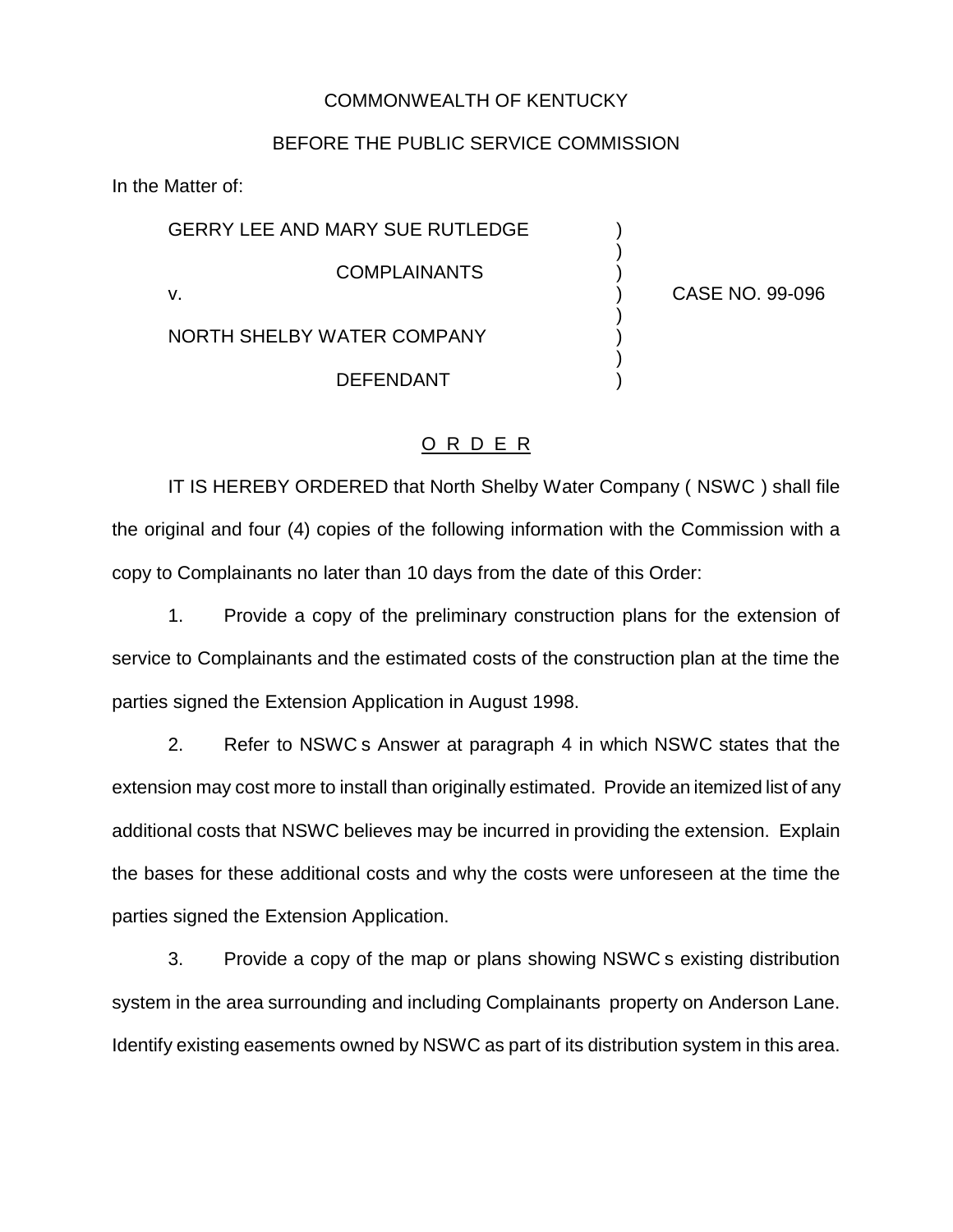COMMONWEALTH OF KENTUCKY

BEFORE THE PUBLIC SERVICE COMMISSION

In the Matter of:

| | | |
|---|---|---|
| GERRY LEE AND MARY SUE RUTLEDGE | ) | |
| | ) | |
| COMPLAINANTS | ) | |
| v. | ) | CASE NO. 99-096 |
| | ) | |
| NORTH SHELBY WATER COMPANY | ) | |
| | ) | |
| DEFENDANT | ) | |

## O R D E R

IT IS HEREBY ORDERED that North Shelby Water Company ( NSWC ) shall file the original and four (4) copies of the following information with the Commission with a copy to Complainants no later than 10 days from the date of this Order:

1. Provide a copy of the preliminary construction plans for the extension of service to Complainants and the estimated costs of the construction plan at the time the parties signed the Extension Application in August 1998.

2. Refer to NSWC s Answer at paragraph 4 in which NSWC states that the extension may cost more to install than originally estimated. Provide an itemized list of any additional costs that NSWC believes may be incurred in providing the extension. Explain the bases for these additional costs and why the costs were unforeseen at the time the parties signed the Extension Application.

3. Provide a copy of the map or plans showing NSWC s existing distribution system in the area surrounding and including Complainants property on Anderson Lane. Identify existing easements owned by NSWC as part of its distribution system in this area.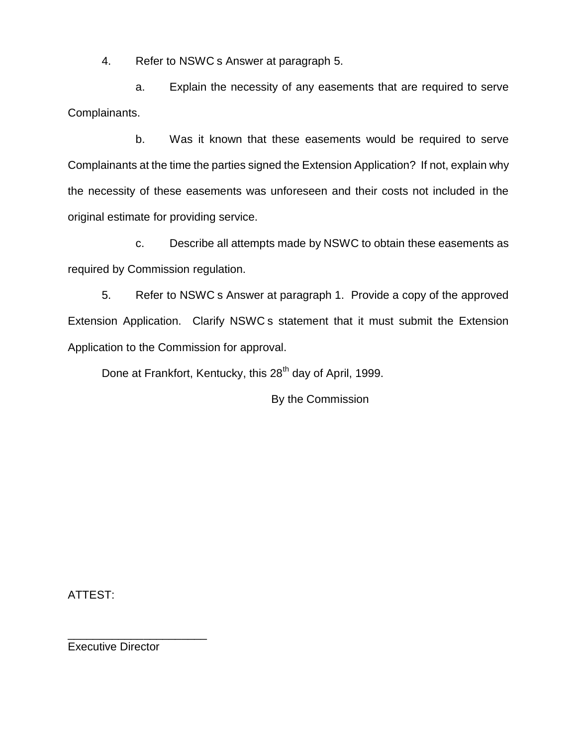4. Refer to NSWC s Answer at paragraph 5.

   a. Explain the necessity of any easements that are required to serve Complainants.

   b. Was it known that these easements would be required to serve Complainants at the time the parties signed the Extension Application? If not, explain why the necessity of these easements was unforeseen and their costs not included in the original estimate for providing service.

   c. Describe all attempts made by NSWC to obtain these easements as required by Commission regulation.

5. Refer to NSWC s Answer at paragraph 1. Provide a copy of the approved Extension Application. Clarify NSWC s statement that it must submit the Extension Application to the Commission for approval.

Done at Frankfort, Kentucky, this 28th day of April, 1999.

By the Commission

ATTEST:

______________________

Executive Director